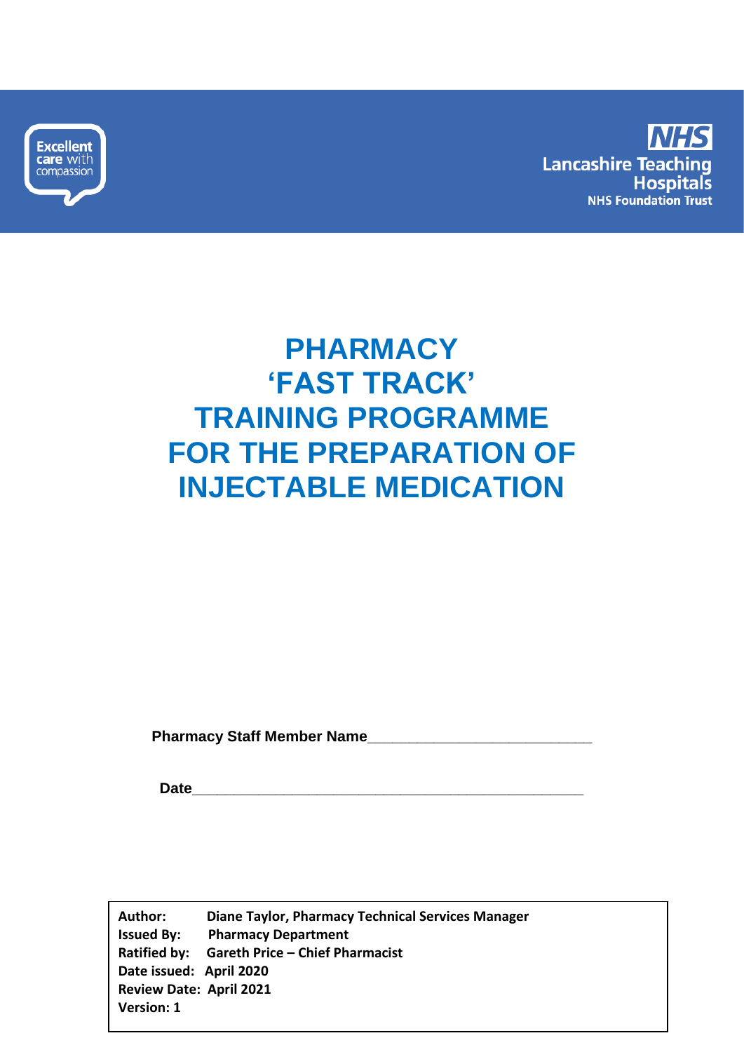Excellent care with compassion

NHS
Lancashire Teaching Hospitals
NHS Foundation Trust

# PHARMACY 'FAST TRACK' TRAINING PROGRAMME FOR THE PREPARATION OF INJECTABLE MEDICATION

**Pharmacy Staff Member Name**___________________________

**Date**_______________________________________________

**Author:** Diane Taylor, Pharmacy Technical Services Manager
**Issued By:** Pharmacy Department
**Ratified by:** Gareth Price – Chief Pharmacist
**Date issued:** April 2020
**Review Date:** April 2021
**Version:** 1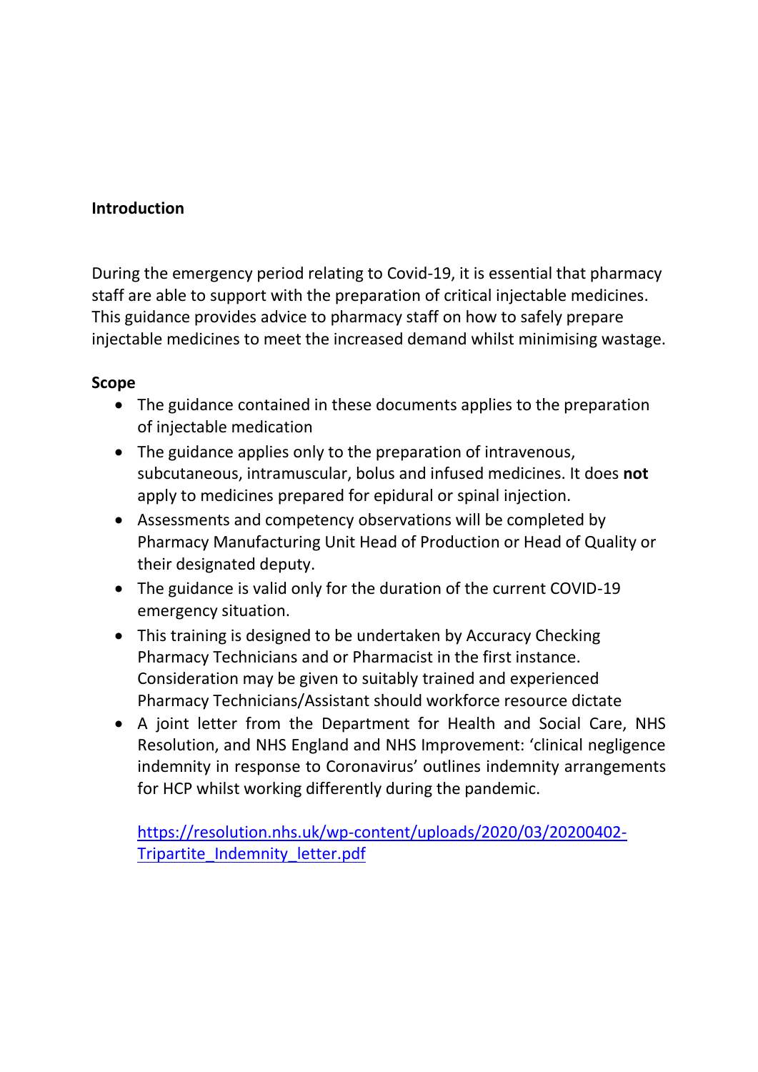## Introduction

During the emergency period relating to Covid-19, it is essential that pharmacy staff are able to support with the preparation of critical injectable medicines. This guidance provides advice to pharmacy staff on how to safely prepare injectable medicines to meet the increased demand whilst minimising wastage.

**Scope**

- The guidance contained in these documents applies to the preparation of injectable medication
- The guidance applies only to the preparation of intravenous, subcutaneous, intramuscular, bolus and infused medicines. It does **not** apply to medicines prepared for epidural or spinal injection.
- Assessments and competency observations will be completed by Pharmacy Manufacturing Unit Head of Production or Head of Quality or their designated deputy.
- The guidance is valid only for the duration of the current COVID-19 emergency situation.
- This training is designed to be undertaken by Accuracy Checking Pharmacy Technicians and or Pharmacist in the first instance. Consideration may be given to suitably trained and experienced Pharmacy Technicians/Assistant should workforce resource dictate
- A joint letter from the Department for Health and Social Care, NHS Resolution, and NHS England and NHS Improvement: 'clinical negligence indemnity in response to Coronavirus' outlines indemnity arrangements for HCP whilst working differently during the pandemic.

  [https://resolution.nhs.uk/wp-content/uploads/2020/03/20200402-Tripartite_Indemnity_letter.pdf](https://resolution.nhs.uk/wp-content/uploads/2020/03/20200402-Tripartite_Indemnity_letter.pdf)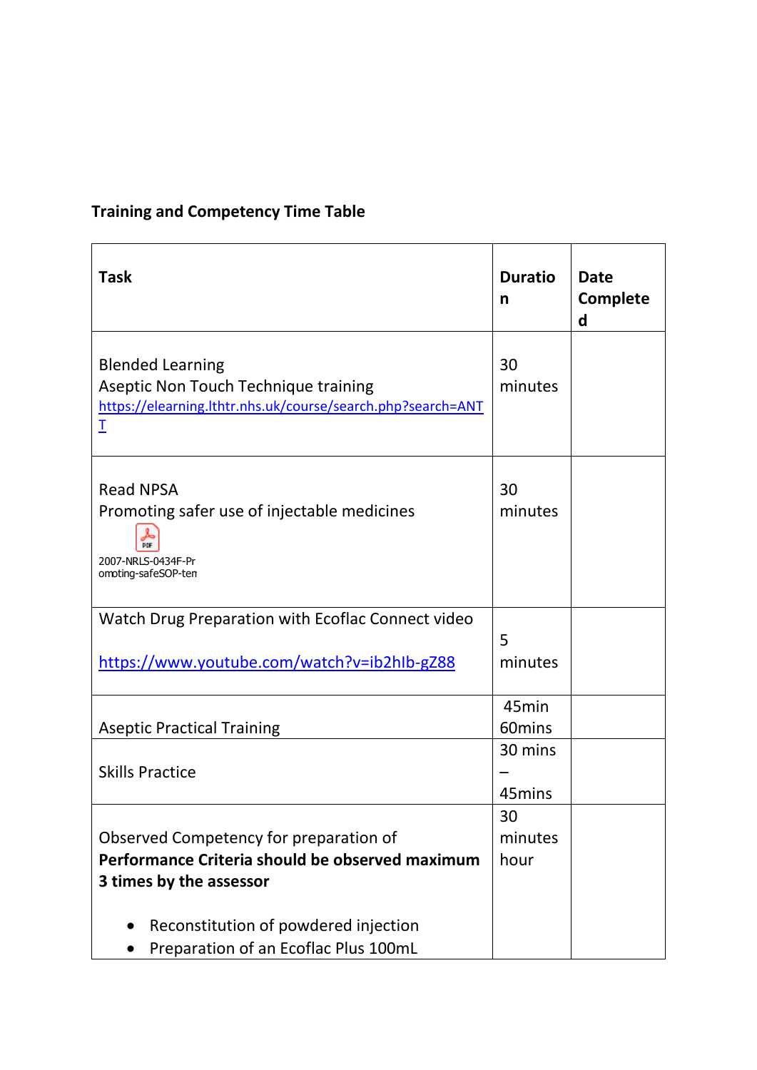**Training and Competency Time Table**

| Task | Duration | Date Completed |
|---|---|---|
| Blended Learning<br>Aseptic Non Touch Technique training<br>https://elearning.lthtr.nhs.uk/course/search.php?search=ANT | 30 minutes | |
| Read NPSA<br>Promoting safer use of injectable medicines<br>2007-NRLS-0434F-Promoting-safeSOP-ten | 30 minutes | |
| Watch Drug Preparation with Ecoflac Connect video<br>https://www.youtube.com/watch?v=ib2hlb-gZ88 | 5 minutes | |
| Aseptic Practical Training | 45min 60mins | |
| Skills Practice | 30 mins – 45mins | |
| Observed Competency for preparation of **Performance Criteria should be observed maximum 3 times by the assessor**<br>• Reconstitution of powdered injection<br>• Preparation of an Ecoflac Plus 100mL | 30 minutes hour | |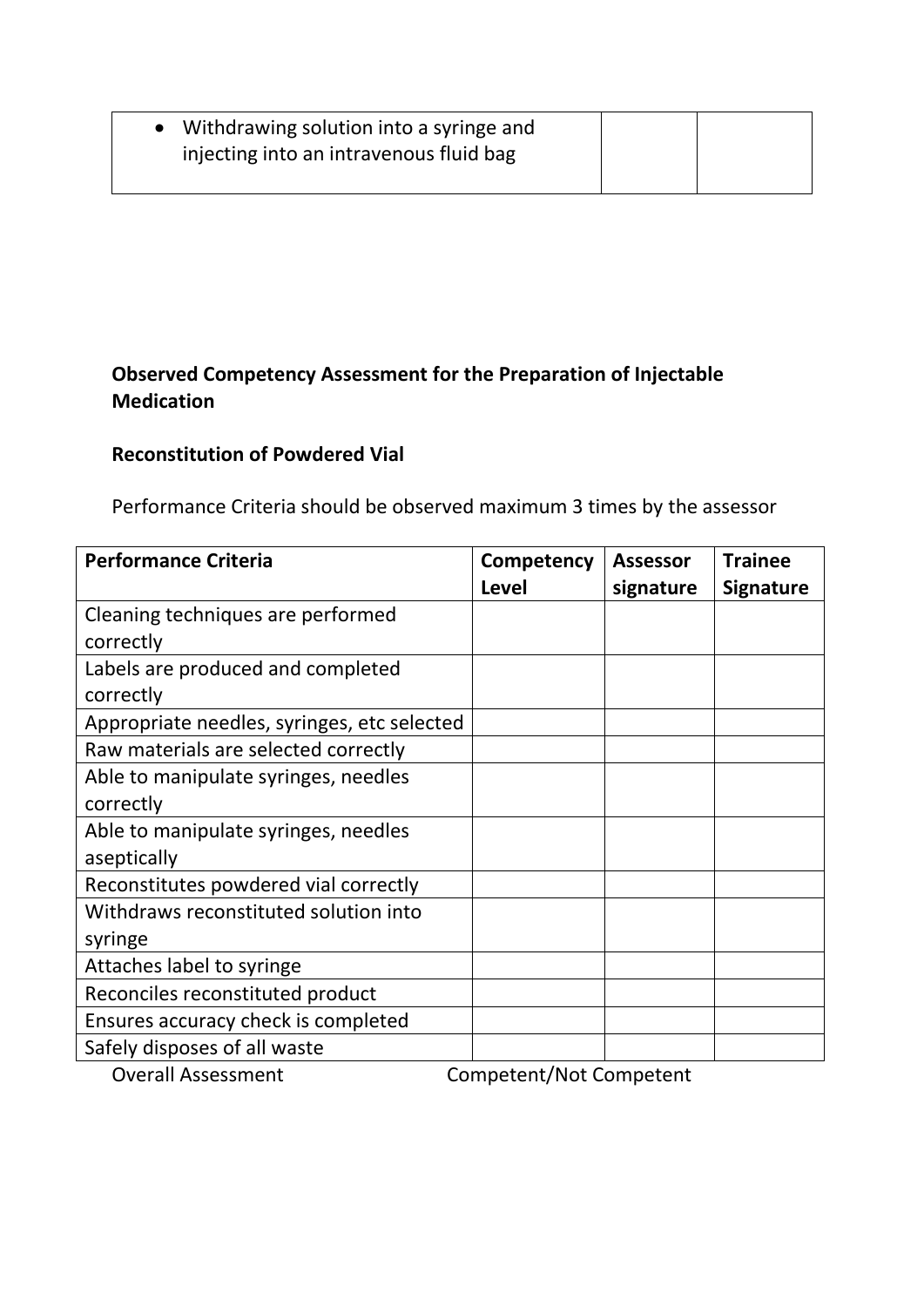| • Withdrawing solution into a syringe and injecting into an intravenous fluid bag | | |
|---|---|---|

**Observed Competency Assessment for the Preparation of Injectable Medication**

**Reconstitution of Powdered Vial**

Performance Criteria should be observed maximum 3 times by the assessor

| **Performance Criteria** | **Competency Level** | **Assessor signature** | **Trainee Signature** |
|---|---|---|---|
| Cleaning techniques are performed correctly | | | |
| Labels are produced and completed correctly | | | |
| Appropriate needles, syringes, etc selected | | | |
| Raw materials are selected correctly | | | |
| Able to manipulate syringes, needles correctly | | | |
| Able to manipulate syringes, needles aseptically | | | |
| Reconstitutes powdered vial correctly | | | |
| Withdraws reconstituted solution into syringe | | | |
| Attaches label to syringe | | | |
| Reconciles reconstituted product | | | |
| Ensures accuracy check is completed | | | |
| Safely disposes of all waste | | | |

Overall Assessment Competent/Not Competent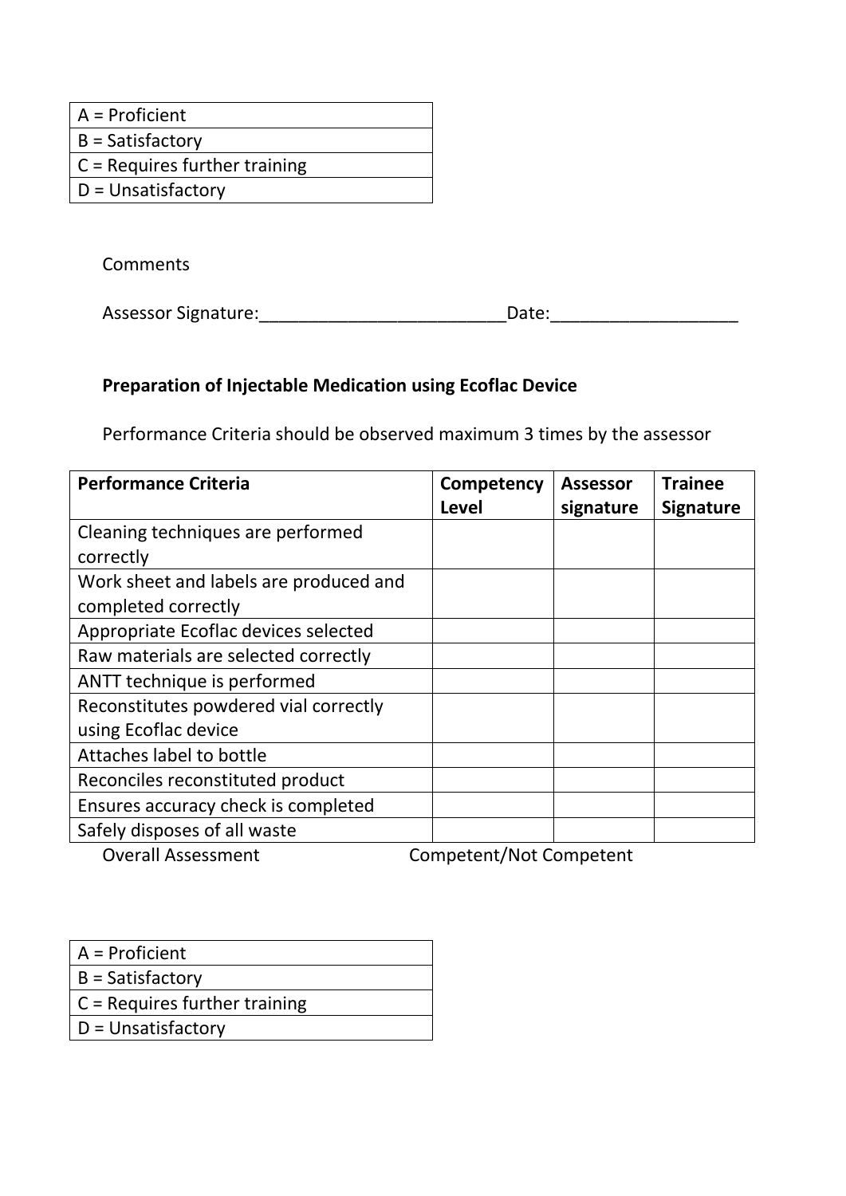| A = Proficient |
|---|
| B = Satisfactory |
| C = Requires further training |
| D = Unsatisfactory |

Comments

Assessor Signature:_________________________Date:___________________

**Preparation of Injectable Medication using Ecoflac Device**

Performance Criteria should be observed maximum 3 times by the assessor

| **Performance Criteria** | **Competency Level** | **Assessor signature** | **Trainee Signature** |
|---|---|---|---|
| Cleaning techniques are performed correctly | | | |
| Work sheet and labels are produced and completed correctly | | | |
| Appropriate Ecoflac devices selected | | | |
| Raw materials are selected correctly | | | |
| ANTT technique is performed | | | |
| Reconstitutes powdered vial correctly using Ecoflac device | | | |
| Attaches label to bottle | | | |
| Reconciles reconstituted product | | | |
| Ensures accuracy check is completed | | | |
| Safely disposes of all waste | | | |

Overall Assessment Competent/Not Competent

| A = Proficient |
|---|
| B = Satisfactory |
| C = Requires further training |
| D = Unsatisfactory |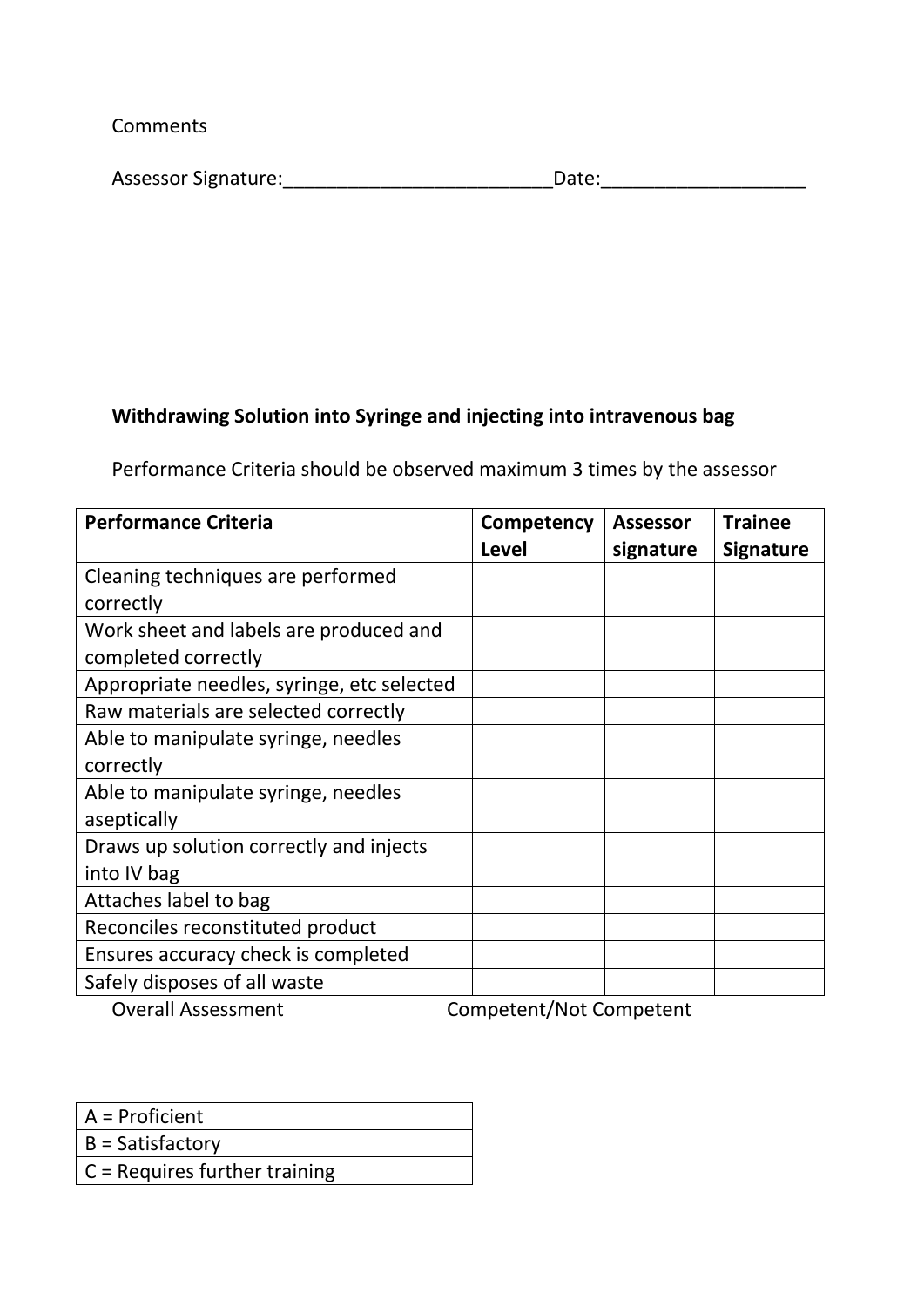Comments

Assessor Signature:_________________________Date:___________________

**Withdrawing Solution into Syringe and injecting into intravenous bag**

Performance Criteria should be observed maximum 3 times by the assessor

| **Performance Criteria** | **Competency Level** | **Assessor signature** | **Trainee Signature** |
|---|---|---|---|
| Cleaning techniques are performed correctly | | | |
| Work sheet and labels are produced and completed correctly | | | |
| Appropriate needles, syringe, etc selected | | | |
| Raw materials are selected correctly | | | |
| Able to manipulate syringe, needles correctly | | | |
| Able to manipulate syringe, needles aseptically | | | |
| Draws up solution correctly and injects into IV bag | | | |
| Attaches label to bag | | | |
| Reconciles reconstituted product | | | |
| Ensures accuracy check is completed | | | |
| Safely disposes of all waste | | | |

Overall Assessment Competent/Not Competent

| A = Proficient |
|---|
| B = Satisfactory |
| C = Requires further training |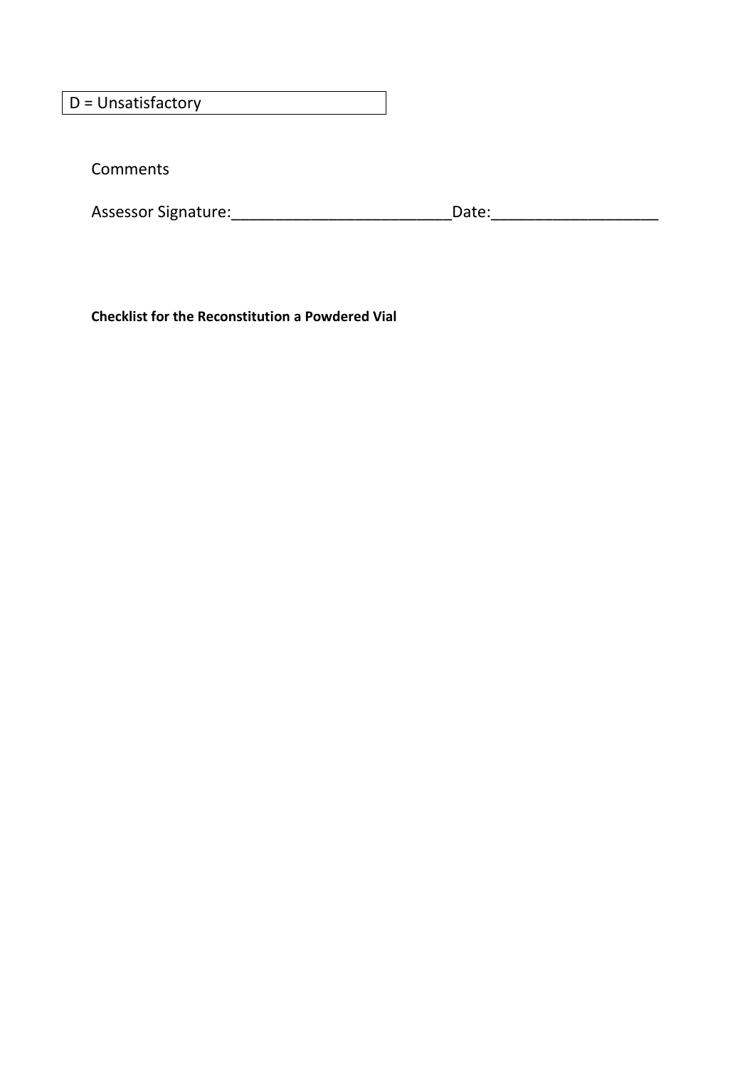| D = Unsatisfactory |
|---|

Comments

Assessor Signature:_________________________Date:___________________

**Checklist for the Reconstitution a Powdered Vial**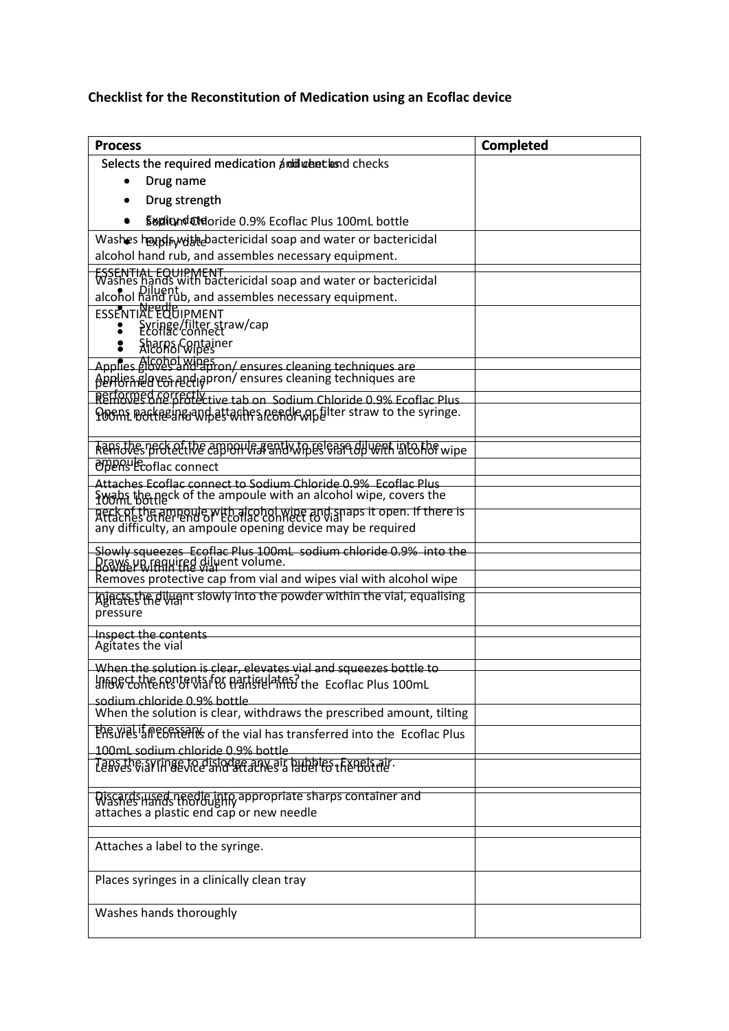**Checklist for the Reconstitution of Medication using an Ecoflac device**

| Process | Completed |
| --- | --- |
| Selects the required medication and checks<br>• Drug name<br>• Drug strength<br>• Sodium Chloride 0.9% Ecoflac Plus 100mL bottle<br>• Expiry date | |
| Washes hands with bactericidal soap and water or bactericidal alcohol hand rub, and assembles necessary equipment. | |
| ESSENTIAL EQUIPMENT<br>• Ecoflac connect<br>• Alcohol wipes | |
| Applies gloves and apron/ ensures cleaning techniques are performed correctly | |
| Removes one protective tab on Sodium Chloride 0.9% Ecoflac Plus 100mL bottle and wipes with alcohol wipe | |
| Removes protective cap off vial and wipes vial top with alcohol wipe | |
| Opens Ecoflac connect | |
| Attaches Ecoflac connect to Sodium Chloride 0.9% Ecoflac Plus 100mL bottle | |
| Attaches other end of Ecoflac connect to vial | |
| Slowly squeezes Ecoflac Plus 100mL sodium chloride 0.9% into the powder within the vial | |
| Agitates the vial | |
| Inspect the contents | |
| When the solution is clear, elevates vial and squeezes bottle to allow contents of vial to transfer into the Ecoflac Plus 100mL sodium chloride 0.9% bottle | |
| Ensures all contents of the vial has transferred into the Ecoflac Plus 100mL sodium chloride 0.9% bottle | |
| Leaves vial in device and attaches a label to the bottle | |
| Washes hands thoroughly | |

| Process | Completed |
| --- | --- |
| Selects the required medication / diluent and checks<br>• Drug name<br>• Drug strength<br>• Expiry date | |
| Washes hands with bactericidal soap and water or bactericidal alcohol hand rub, and assembles necessary equipment. | |
| ESSENTIAL EQUIPMENT<br>• Diluent<br>• Needle<br>• Syringe/filter straw/cap<br>• Sharps Container<br>• Alcohol wipes | |
| Applies gloves and apron/ ensures cleaning techniques are performed correctly | |
| Opens packaging and attaches needle or filter straw to the syringe. | |
| Taps the neck of the ampoule gently to release diluent into the ampoule | |
| Swabs the neck of the ampoule with an alcohol wipe, covers the neck of the ampoule with alcohol wipe and snaps it open. If there is any difficulty, an ampoule opening device may be required | |
| Draws up required diluent volume. | |
| Removes protective cap from vial and wipes vial with alcohol wipe | |
| Injects the diluent slowly into the powder within the vial, equalising pressure | |
| Agitates the vial | |
| Inspect the contents for particulates? | |
| When the solution is clear, withdraws the prescribed amount, tilting the vial if necessary. | |
| Taps the syringe to dislodge any air bubbles. Expels air. | |
| Discards used needle into appropriate sharps container and attaches a plastic end cap or new needle | |
| Attaches a label to the syringe. | |
| Places syringes in a clinically clean tray | |
| Washes hands thoroughly | |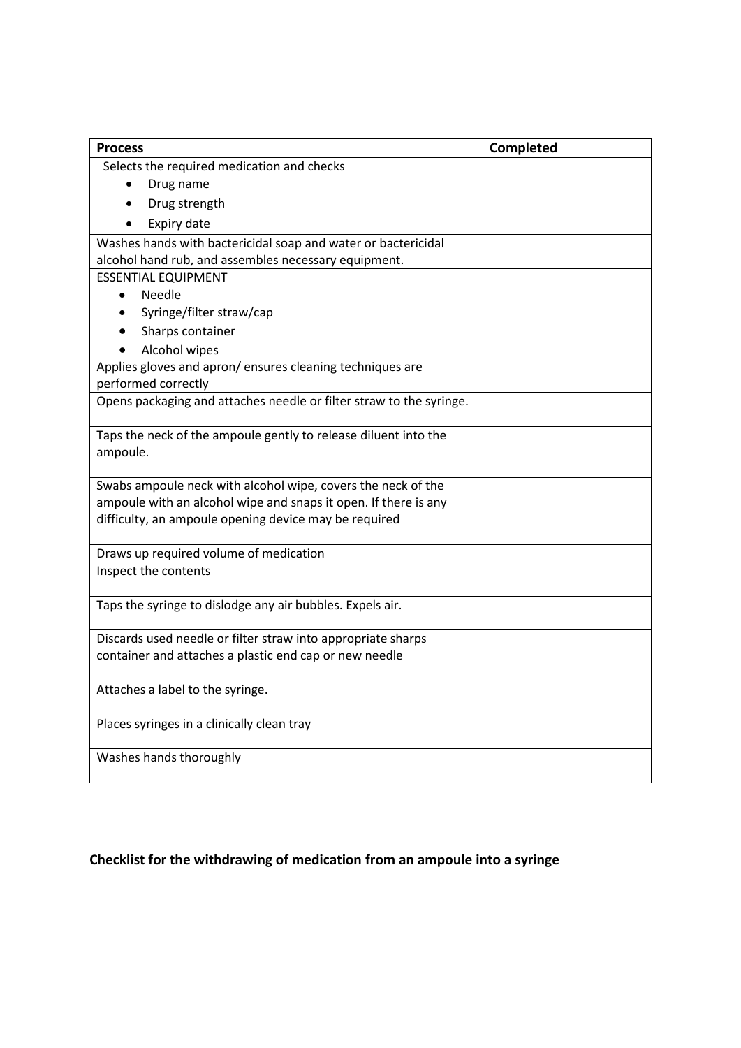| Process | Completed |
| --- | --- |
| Selects the required medication and checks<br>• Drug name<br>• Drug strength<br>• Expiry date | |
| Washes hands with bactericidal soap and water or bactericidal alcohol hand rub, and assembles necessary equipment. | |
| ESSENTIAL EQUIPMENT<br>• Needle<br>• Syringe/filter straw/cap<br>• Sharps container<br>• Alcohol wipes | |
| Applies gloves and apron/ ensures cleaning techniques are performed correctly | |
| Opens packaging and attaches needle or filter straw to the syringe. | |
| Taps the neck of the ampoule gently to release diluent into the ampoule. | |
| Swabs ampoule neck with alcohol wipe, covers the neck of the ampoule with an alcohol wipe and snaps it open. If there is any difficulty, an ampoule opening device may be required | |
| Draws up required volume of medication | |
| Inspect the contents | |
| Taps the syringe to dislodge any air bubbles. Expels air. | |
| Discards used needle or filter straw into appropriate sharps container and attaches a plastic end cap or new needle | |
| Attaches a label to the syringe. | |
| Places syringes in a clinically clean tray | |
| Washes hands thoroughly | |

**Checklist for the withdrawing of medication from an ampoule into a syringe**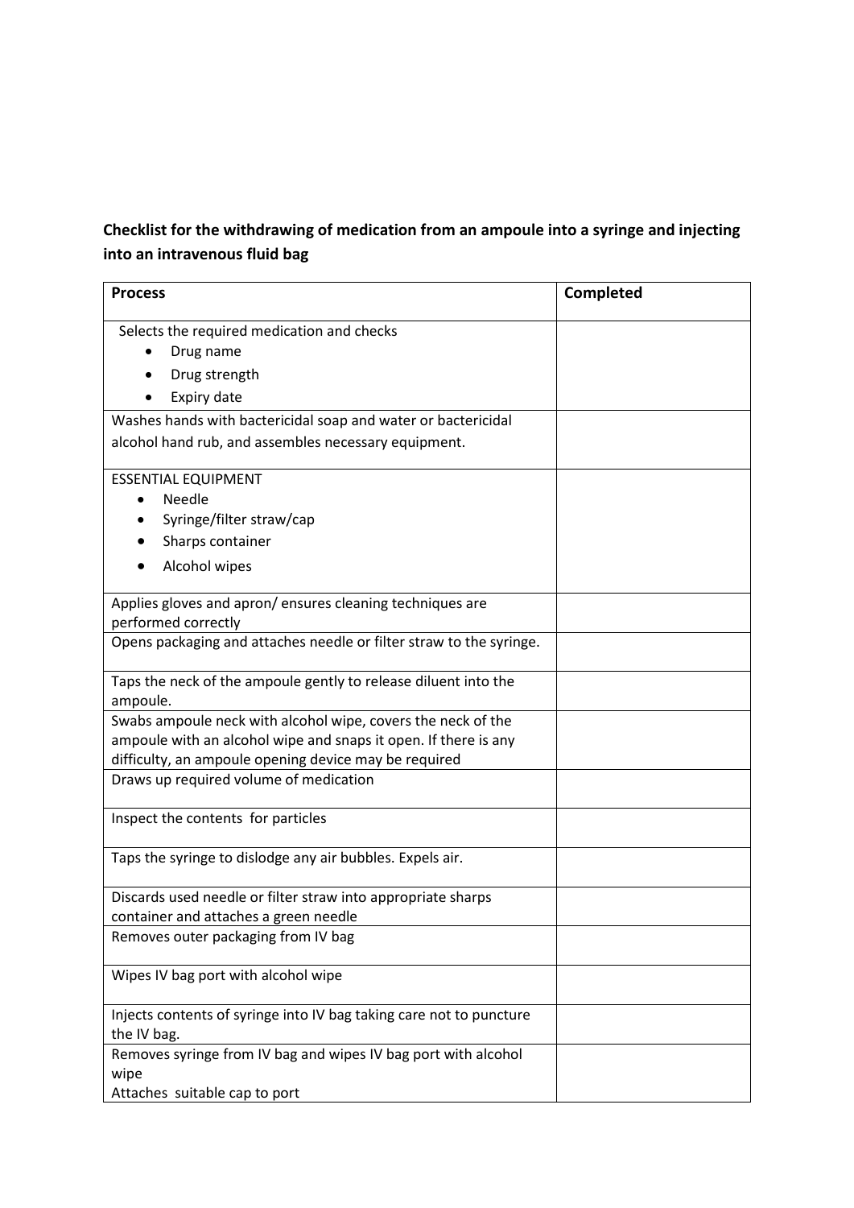**Checklist for the withdrawing of medication from an ampoule into a syringe and injecting into an intravenous fluid bag**

| Process | Completed |
| --- | --- |
| Selects the required medication and checks<br>• Drug name<br>• Drug strength<br>• Expiry date | |
| Washes hands with bactericidal soap and water or bactericidal alcohol hand rub, and assembles necessary equipment. | |
| ESSENTIAL EQUIPMENT<br>• Needle<br>• Syringe/filter straw/cap<br>• Sharps container<br>• Alcohol wipes | |
| Applies gloves and apron/ ensures cleaning techniques are performed correctly | |
| Opens packaging and attaches needle or filter straw to the syringe. | |
| Taps the neck of the ampoule gently to release diluent into the ampoule. | |
| Swabs ampoule neck with alcohol wipe, covers the neck of the ampoule with an alcohol wipe and snaps it open. If there is any difficulty, an ampoule opening device may be required | |
| Draws up required volume of medication | |
| Inspect the contents for particles | |
| Taps the syringe to dislodge any air bubbles. Expels air. | |
| Discards used needle or filter straw into appropriate sharps container and attaches a green needle | |
| Removes outer packaging from IV bag | |
| Wipes IV bag port with alcohol wipe | |
| Injects contents of syringe into IV bag taking care not to puncture the IV bag. | |
| Removes syringe from IV bag and wipes IV bag port with alcohol wipe<br>Attaches suitable cap to port | |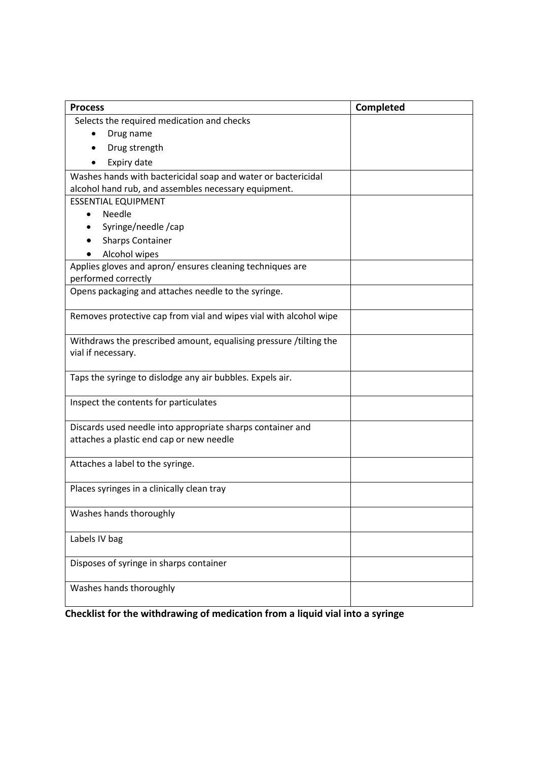| Process | Completed |
| --- | --- |
| Selects the required medication and checks<br>• Drug name<br>• Drug strength<br>• Expiry date | |
| Washes hands with bactericidal soap and water or bactericidal alcohol hand rub, and assembles necessary equipment. | |
| ESSENTIAL EQUIPMENT<br>• Needle<br>• Syringe/needle /cap<br>• Sharps Container<br>• Alcohol wipes | |
| Applies gloves and apron/ ensures cleaning techniques are performed correctly | |
| Opens packaging and attaches needle to the syringe. | |
| Removes protective cap from vial and wipes vial with alcohol wipe | |
| Withdraws the prescribed amount, equalising pressure /tilting the vial if necessary. | |
| Taps the syringe to dislodge any air bubbles. Expels air. | |
| Inspect the contents for particulates | |
| Discards used needle into appropriate sharps container and attaches a plastic end cap or new needle | |
| Attaches a label to the syringe. | |
| Places syringes in a clinically clean tray | |
| Washes hands thoroughly | |
| Labels IV bag | |
| Disposes of syringe in sharps container | |
| Washes hands thoroughly | |

**Checklist for the withdrawing of medication from a liquid vial into a syringe**